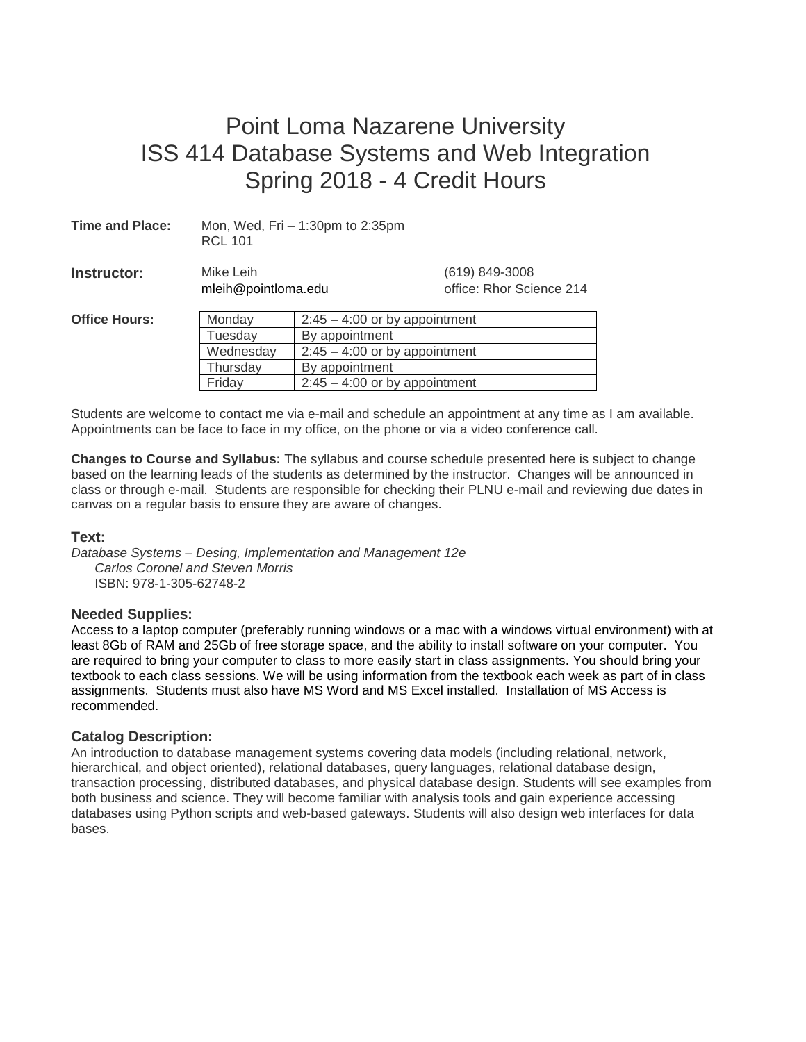# Point Loma Nazarene University
# ISS 414 Database Systems and Web Integration
# Spring 2018 - 4 Credit Hours

**Time and Place:** Mon, Wed, Fri – 1:30pm to 2:35pm
RCL 101

**Instructor:** Mike Leih
mleih@pointloma.edu
(619) 849-3008
office: Rhor Science 214

**Office Hours:**

| Day | Hours |
|---|---|
| Monday | 2:45 – 4:00 or by appointment |
| Tuesday | By appointment |
| Wednesday | 2:45 – 4:00 or by appointment |
| Thursday | By appointment |
| Friday | 2:45 – 4:00 or by appointment |

Students are welcome to contact me via e-mail and schedule an appointment at any time as I am available. Appointments can be face to face in my office, on the phone or via a video conference call.

**Changes to Course and Syllabus:** The syllabus and course schedule presented here is subject to change based on the learning leads of the students as determined by the instructor. Changes will be announced in class or through e-mail. Students are responsible for checking their PLNU e-mail and reviewing due dates in canvas on a regular basis to ensure they are aware of changes.

### Text:

*Database Systems – Desing, Implementation and Management 12e*
*Carlos Coronel and Steven Morris*
ISBN: 978-1-305-62748-2

### Needed Supplies:

Access to a laptop computer (preferably running windows or a mac with a windows virtual environment) with at least 8Gb of RAM and 25Gb of free storage space, and the ability to install software on your computer. You are required to bring your computer to class to more easily start in class assignments. You should bring your textbook to each class sessions. We will be using information from the textbook each week as part of in class assignments. Students must also have MS Word and MS Excel installed. Installation of MS Access is recommended.

### Catalog Description:

An introduction to database management systems covering data models (including relational, network, hierarchical, and object oriented), relational databases, query languages, relational database design, transaction processing, distributed databases, and physical database design. Students will see examples from both business and science. They will become familiar with analysis tools and gain experience accessing databases using Python scripts and web-based gateways. Students will also design web interfaces for data bases.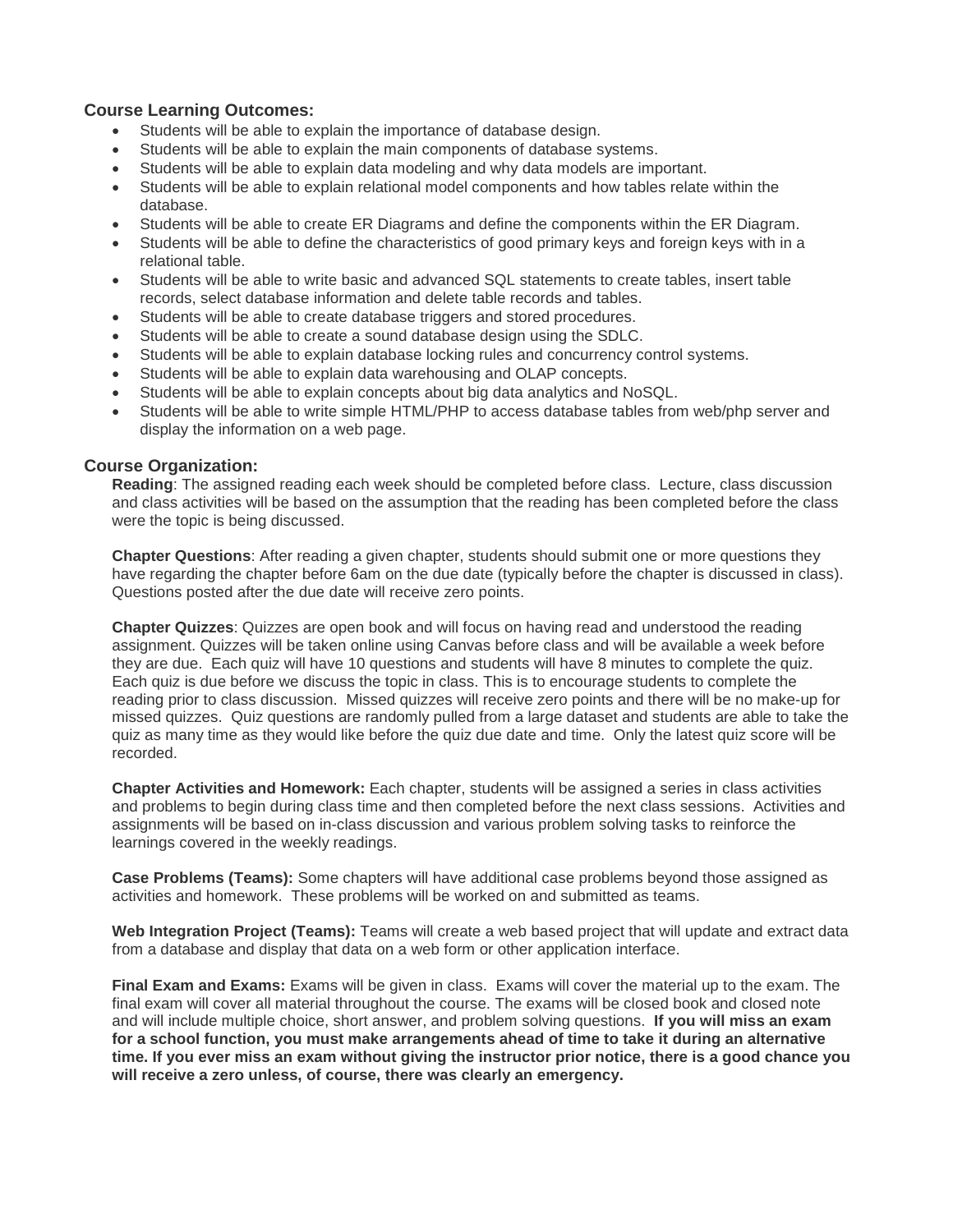### Course Learning Outcomes:

- Students will be able to explain the importance of database design.
- Students will be able to explain the main components of database systems.
- Students will be able to explain data modeling and why data models are important.
- Students will be able to explain relational model components and how tables relate within the database.
- Students will be able to create ER Diagrams and define the components within the ER Diagram.
- Students will be able to define the characteristics of good primary keys and foreign keys with in a relational table.
- Students will be able to write basic and advanced SQL statements to create tables, insert table records, select database information and delete table records and tables.
- Students will be able to create database triggers and stored procedures.
- Students will be able to create a sound database design using the SDLC.
- Students will be able to explain database locking rules and concurrency control systems.
- Students will be able to explain data warehousing and OLAP concepts.
- Students will be able to explain concepts about big data analytics and NoSQL.
- Students will be able to write simple HTML/PHP to access database tables from web/php server and display the information on a web page.

### Course Organization:

**Reading**: The assigned reading each week should be completed before class. Lecture, class discussion and class activities will be based on the assumption that the reading has been completed before the class were the topic is being discussed.

**Chapter Questions**: After reading a given chapter, students should submit one or more questions they have regarding the chapter before 6am on the due date (typically before the chapter is discussed in class). Questions posted after the due date will receive zero points.

**Chapter Quizzes**: Quizzes are open book and will focus on having read and understood the reading assignment. Quizzes will be taken online using Canvas before class and will be available a week before they are due. Each quiz will have 10 questions and students will have 8 minutes to complete the quiz. Each quiz is due before we discuss the topic in class. This is to encourage students to complete the reading prior to class discussion. Missed quizzes will receive zero points and there will be no make-up for missed quizzes. Quiz questions are randomly pulled from a large dataset and students are able to take the quiz as many time as they would like before the quiz due date and time. Only the latest quiz score will be recorded.

**Chapter Activities and Homework:** Each chapter, students will be assigned a series in class activities and problems to begin during class time and then completed before the next class sessions. Activities and assignments will be based on in-class discussion and various problem solving tasks to reinforce the learnings covered in the weekly readings.

**Case Problems (Teams):** Some chapters will have additional case problems beyond those assigned as activities and homework. These problems will be worked on and submitted as teams.

**Web Integration Project (Teams):** Teams will create a web based project that will update and extract data from a database and display that data on a web form or other application interface.

**Final Exam and Exams:** Exams will be given in class. Exams will cover the material up to the exam. The final exam will cover all material throughout the course. The exams will be closed book and closed note and will include multiple choice, short answer, and problem solving questions. **If you will miss an exam for a school function, you must make arrangements ahead of time to take it during an alternative time. If you ever miss an exam without giving the instructor prior notice, there is a good chance you will receive a zero unless, of course, there was clearly an emergency.**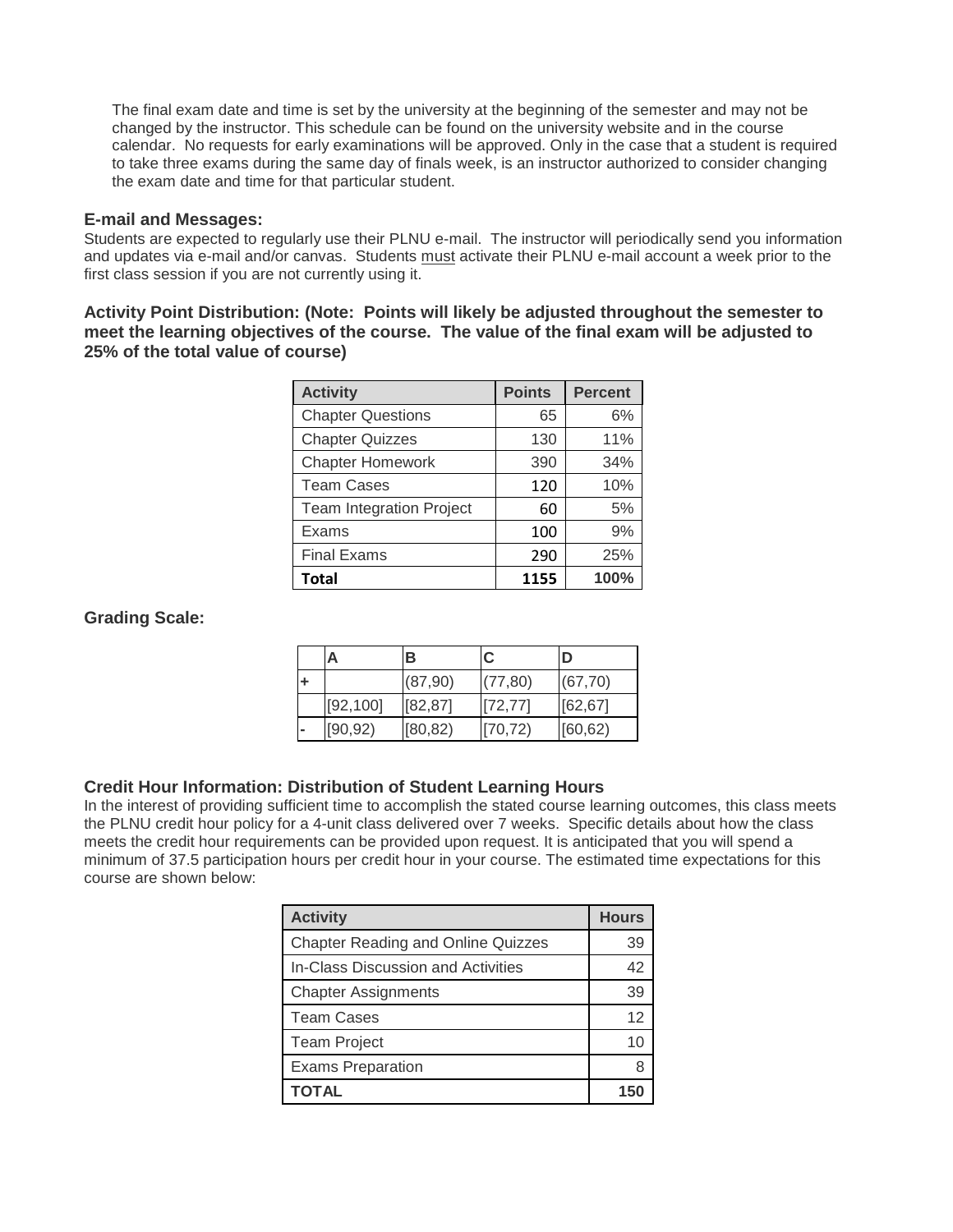The final exam date and time is set by the university at the beginning of the semester and may not be changed by the instructor. This schedule can be found on the university website and in the course calendar. No requests for early examinations will be approved. Only in the case that a student is required to take three exams during the same day of finals week, is an instructor authorized to consider changing the exam date and time for that particular student.

### E-mail and Messages:

Students are expected to regularly use their PLNU e-mail. The instructor will periodically send you information and updates via e-mail and/or canvas. Students must activate their PLNU e-mail account a week prior to the first class session if you are not currently using it.

### Activity Point Distribution: (Note: Points will likely be adjusted throughout the semester to meet the learning objectives of the course. The value of the final exam will be adjusted to 25% of the total value of course)

| Activity | Points | Percent |
|---|---|---|
| Chapter Questions | 65 | 6% |
| Chapter Quizzes | 130 | 11% |
| Chapter Homework | 390 | 34% |
| Team Cases | 120 | 10% |
| Team Integration Project | 60 | 5% |
| Exams | 100 | 9% |
| Final Exams | 290 | 25% |
| **Total** | **1155** | **100%** |

### Grading Scale:

| | A | B | C | D |
|---|---|---|---|---|
| + | | (87,90) | (77,80) | (67,70) |
| | [92,100] | [82,87] | [72,77] | [62,67] |
| - | [90,92) | [80,82) | [70,72) | [60,62) |

### Credit Hour Information: Distribution of Student Learning Hours

In the interest of providing sufficient time to accomplish the stated course learning outcomes, this class meets the PLNU credit hour policy for a 4-unit class delivered over 7 weeks. Specific details about how the class meets the credit hour requirements can be provided upon request. It is anticipated that you will spend a minimum of 37.5 participation hours per credit hour in your course. The estimated time expectations for this course are shown below:

| Activity | Hours |
|---|---|
| Chapter Reading and Online Quizzes | 39 |
| In-Class Discussion and Activities | 42 |
| Chapter Assignments | 39 |
| Team Cases | 12 |
| Team Project | 10 |
| Exams Preparation | 8 |
| **TOTAL** | **150** |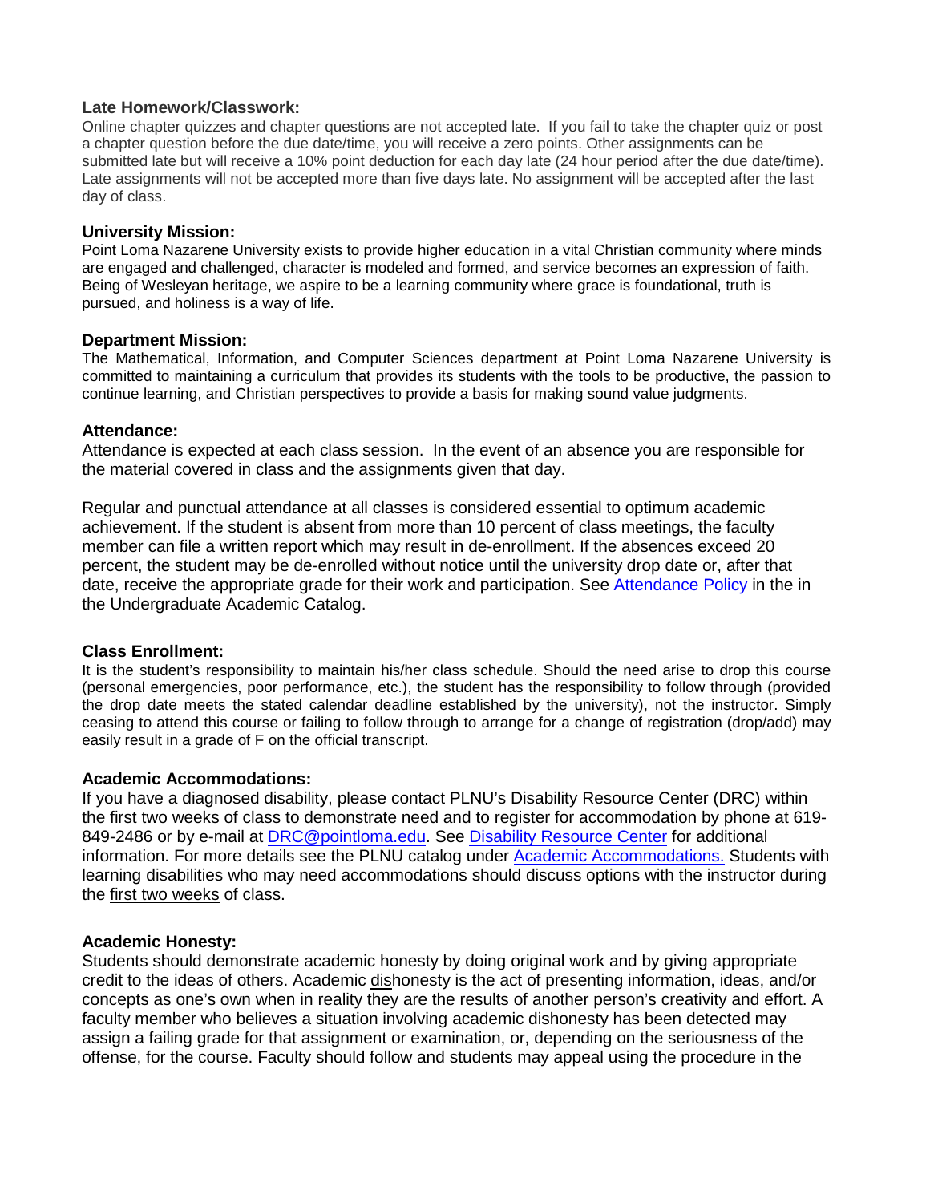**Late Homework/Classwork:**

Online chapter quizzes and chapter questions are not accepted late. If you fail to take the chapter quiz or post a chapter question before the due date/time, you will receive a zero points. Other assignments can be submitted late but will receive a 10% point deduction for each day late (24 hour period after the due date/time). Late assignments will not be accepted more than five days late. No assignment will be accepted after the last day of class.

**University Mission:**

Point Loma Nazarene University exists to provide higher education in a vital Christian community where minds are engaged and challenged, character is modeled and formed, and service becomes an expression of faith. Being of Wesleyan heritage, we aspire to be a learning community where grace is foundational, truth is pursued, and holiness is a way of life.

**Department Mission:**

The Mathematical, Information, and Computer Sciences department at Point Loma Nazarene University is committed to maintaining a curriculum that provides its students with the tools to be productive, the passion to continue learning, and Christian perspectives to provide a basis for making sound value judgments.

**Attendance:**

Attendance is expected at each class session. In the event of an absence you are responsible for the material covered in class and the assignments given that day.

Regular and punctual attendance at all classes is considered essential to optimum academic achievement. If the student is absent from more than 10 percent of class meetings, the faculty member can file a written report which may result in de-enrollment. If the absences exceed 20 percent, the student may be de-enrolled without notice until the university drop date or, after that date, receive the appropriate grade for their work and participation. See Attendance Policy in the in the Undergraduate Academic Catalog.

**Class Enrollment:**

It is the student's responsibility to maintain his/her class schedule. Should the need arise to drop this course (personal emergencies, poor performance, etc.), the student has the responsibility to follow through (provided the drop date meets the stated calendar deadline established by the university), not the instructor. Simply ceasing to attend this course or failing to follow through to arrange for a change of registration (drop/add) may easily result in a grade of F on the official transcript.

**Academic Accommodations:**

If you have a diagnosed disability, please contact PLNU's Disability Resource Center (DRC) within the first two weeks of class to demonstrate need and to register for accommodation by phone at 619-849-2486 or by e-mail at DRC@pointloma.edu. See Disability Resource Center for additional information. For more details see the PLNU catalog under Academic Accommodations. Students with learning disabilities who may need accommodations should discuss options with the instructor during the first two weeks of class.

**Academic Honesty:**

Students should demonstrate academic honesty by doing original work and by giving appropriate credit to the ideas of others. Academic dishonesty is the act of presenting information, ideas, and/or concepts as one's own when in reality they are the results of another person's creativity and effort. A faculty member who believes a situation involving academic dishonesty has been detected may assign a failing grade for that assignment or examination, or, depending on the seriousness of the offense, for the course. Faculty should follow and students may appeal using the procedure in the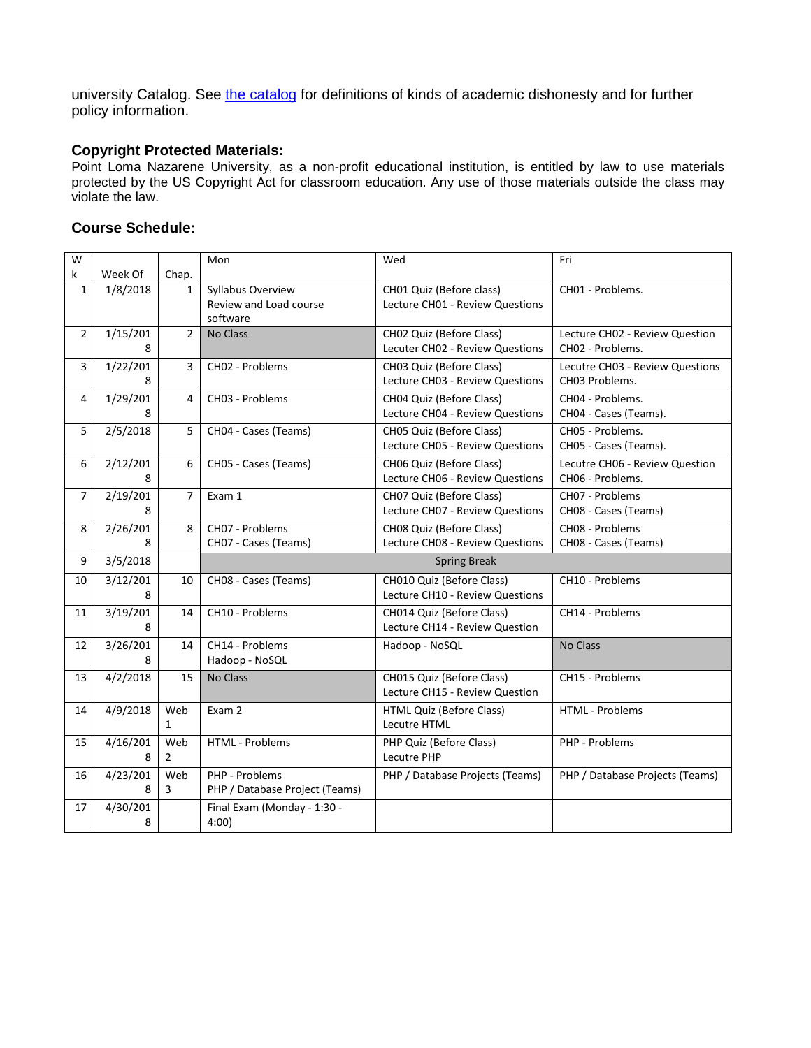university Catalog. See the catalog for definitions of kinds of academic dishonesty and for further policy information.

### Copyright Protected Materials:

Point Loma Nazarene University, as a non-profit educational institution, is entitled by law to use materials protected by the US Copyright Act for classroom education. Any use of those materials outside the class may violate the law.

### Course Schedule:

| Wk | Week Of | Chap. | Mon | Wed | Fri |
|---|---|---|---|---|---|
| 1 | 1/8/2018 | 1 | Syllabus Overview<br>Review and Load course software | CH01 Quiz (Before class)<br>Lecture CH01 - Review Questions | CH01 - Problems. |
| 2 | 1/15/2018 | 2 | No Class | CH02 Quiz (Before Class)<br>Lecuter CH02 - Review Questions | Lecture CH02 - Review Question<br>CH02 - Problems. |
| 3 | 1/22/2018 | 3 | CH02 - Problems | CH03 Quiz (Before Class)<br>Lecture CH03 - Review Questions | Lecutre CH03 - Review Questions<br>CH03 Problems. |
| 4 | 1/29/2018 | 4 | CH03 - Problems | CH04 Quiz (Before Class)<br>Lecture CH04 - Review Questions | CH04 - Problems.<br>CH04 - Cases (Teams). |
| 5 | 2/5/2018 | 5 | CH04 - Cases (Teams) | CH05 Quiz (Before Class)<br>Lecture CH05 - Review Questions | CH05 - Problems.<br>CH05 - Cases (Teams). |
| 6 | 2/12/2018 | 6 | CH05 - Cases (Teams) | CH06 Quiz (Before Class)<br>Lecture CH06 - Review Questions | Lecutre CH06 - Review Question<br>CH06 - Problems. |
| 7 | 2/19/2018 | 7 | Exam 1 | CH07 Quiz (Before Class)<br>Lecture CH07 - Review Questions | CH07 - Problems<br>CH08 - Cases (Teams) |
| 8 | 2/26/2018 | 8 | CH07 - Problems<br>CH07 - Cases (Teams) | CH08 Quiz (Before Class)<br>Lecture CH08 - Review Questions | CH08 - Problems<br>CH08 - Cases (Teams) |
| 9 | 3/5/2018 | | Spring Break | | |
| 10 | 3/12/2018 | 10 | CH08 - Cases (Teams) | CH010 Quiz (Before Class)<br>Lecture CH10 - Review Questions | CH10 - Problems |
| 11 | 3/19/2018 | 14 | CH10 - Problems | CH014 Quiz (Before Class)<br>Lecture CH14 - Review Question | CH14 - Problems |
| 12 | 3/26/2018 | 14 | CH14 - Problems<br>Hadoop - NoSQL | Hadoop - NoSQL | No Class |
| 13 | 4/2/2018 | 15 | No Class | CH015 Quiz (Before Class)<br>Lecture CH15 - Review Question | CH15 - Problems |
| 14 | 4/9/2018 | Web 1 | Exam 2 | HTML Quiz (Before Class)<br>Lecutre HTML | HTML - Problems |
| 15 | 4/16/2018 | Web 2 | HTML - Problems | PHP Quiz (Before Class)<br>Lecutre PHP | PHP - Problems |
| 16 | 4/23/2018 | Web 3 | PHP - Problems<br>PHP / Database Project (Teams) | PHP / Database Projects (Teams) | PHP / Database Projects (Teams) |
| 17 | 4/30/2018 | | Final Exam (Monday - 1:30 - 4:00) | | |